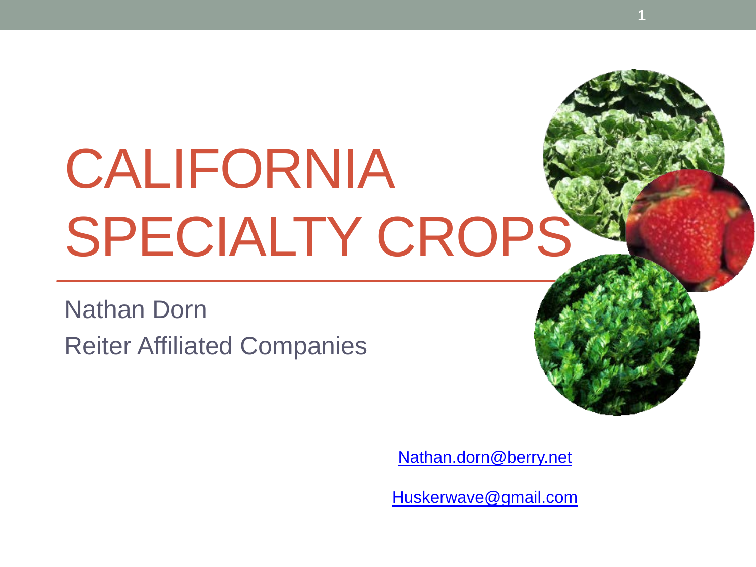# CALIFORNIA SPECIALTY CROPS

Nathan Dorn

Reiter Affiliated Companies

Nathan.dorn@berry.net

Huskerwave@gmail.com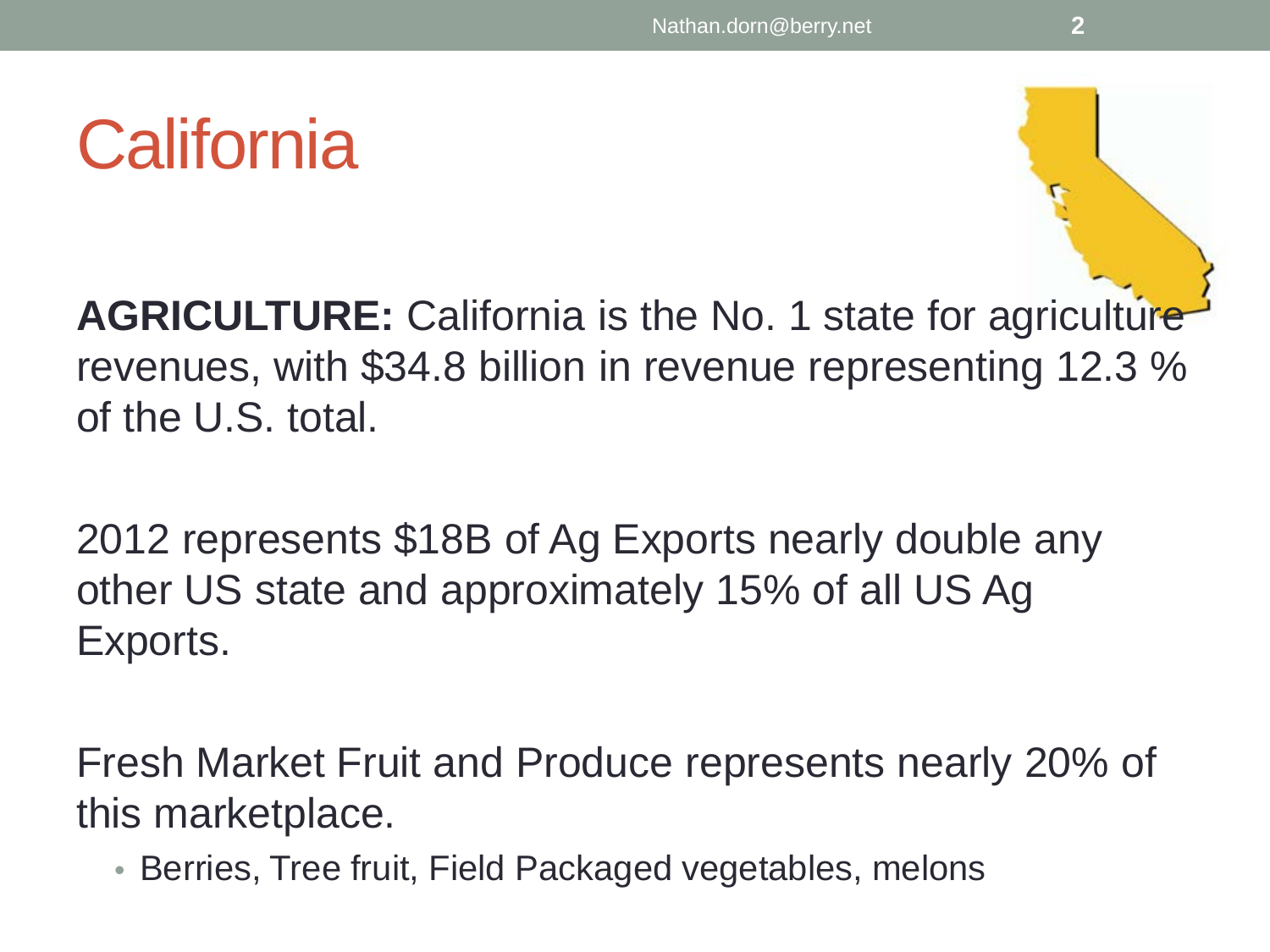# California

**AGRICULTURE:** California is the No. 1 state for agriculture revenues, with $34.8 billion in revenue representing 12.3 % of the U.S. total.

2012 represents $18B of Ag Exports nearly double any other US state and approximately 15% of all US Ag Exports.

Fresh Market Fruit and Produce represents nearly 20% of this marketplace.

- Berries, Tree fruit, Field Packaged vegetables, melons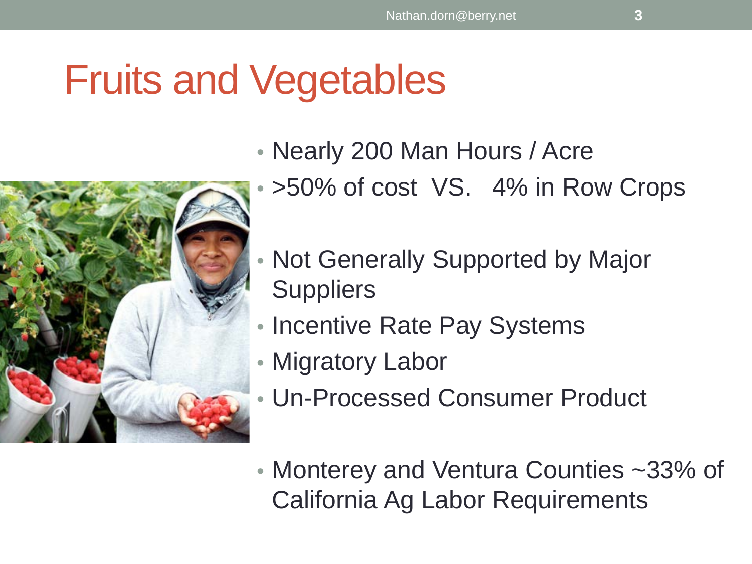# Fruits and Vegetables

- Nearly 200 Man Hours / Acre
- >50% of cost VS. 4% in Row Crops

- Not Generally Supported by Major Suppliers
- Incentive Rate Pay Systems
- Migratory Labor
- Un-Processed Consumer Product

- Monterey and Ventura Counties ~33% of California Ag Labor Requirements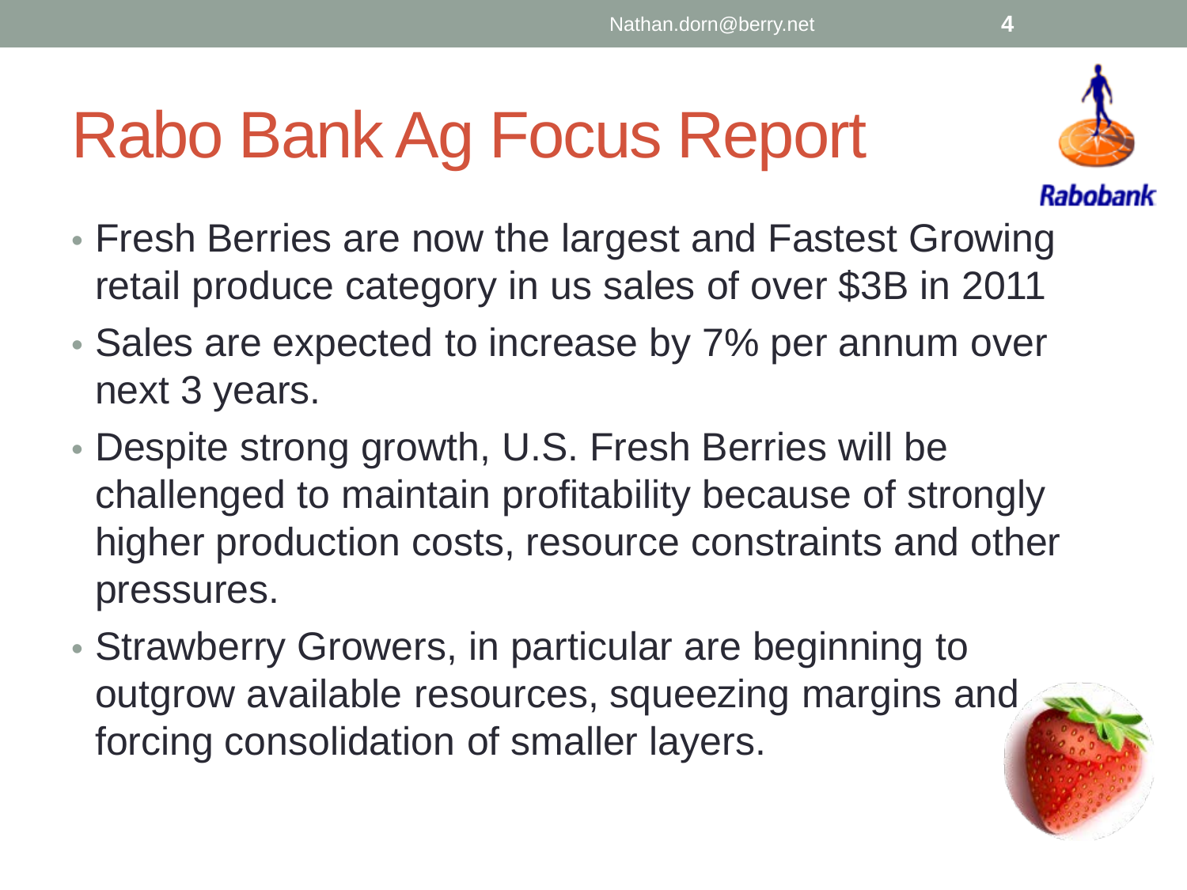# Rabo Bank Ag Focus Report

- Fresh Berries are now the largest and Fastest Growing retail produce category in us sales of over $3B in 2011
- Sales are expected to increase by 7% per annum over next 3 years.
- Despite strong growth, U.S. Fresh Berries will be challenged to maintain profitability because of strongly higher production costs, resource constraints and other pressures.
- Strawberry Growers, in particular are beginning to outgrow available resources, squeezing margins and forcing consolidation of smaller layers.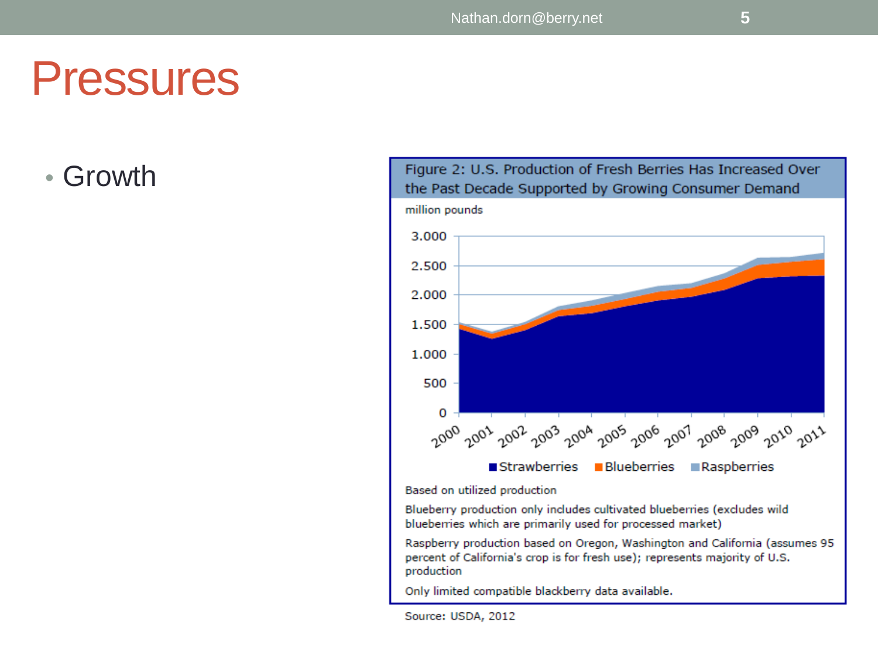# Pressures

- Growth

Figure 2: U.S. Production of Fresh Berries Has Increased Over the Past Decade Supported by Growing Consumer Demand

million pounds

Strawberries, Blueberries, Raspberries (2000–2011)

Based on utilized production

Blueberry production only includes cultivated blueberries (excludes wild blueberries which are primarily used for processed market)

Raspberry production based on Oregon, Washington and California (assumes 95 percent of California's crop is for fresh use); represents majority of U.S. production

Only limited compatible blackberry data available.

Source: USDA, 2012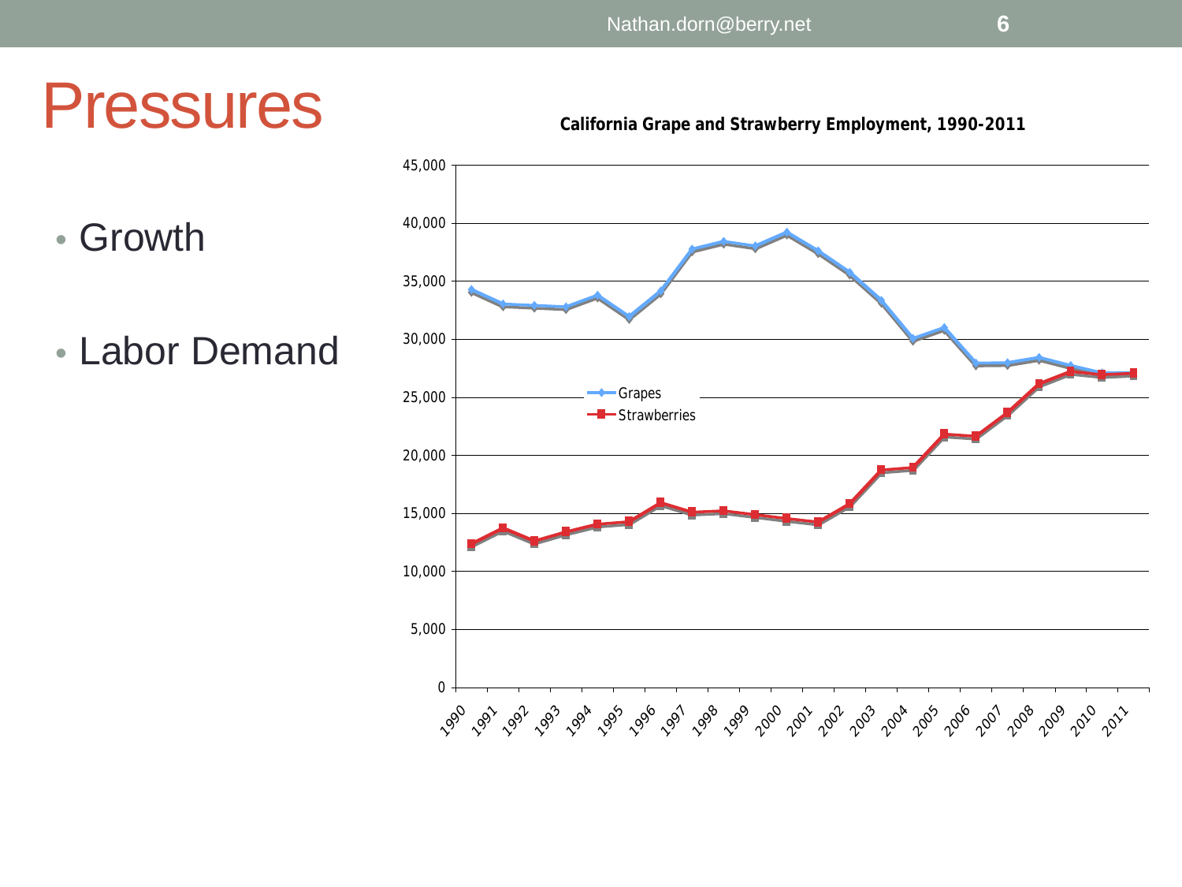# Pressures

- Growth
- Labor Demand

**California Grape and Strawberry Employment, 1990-2011**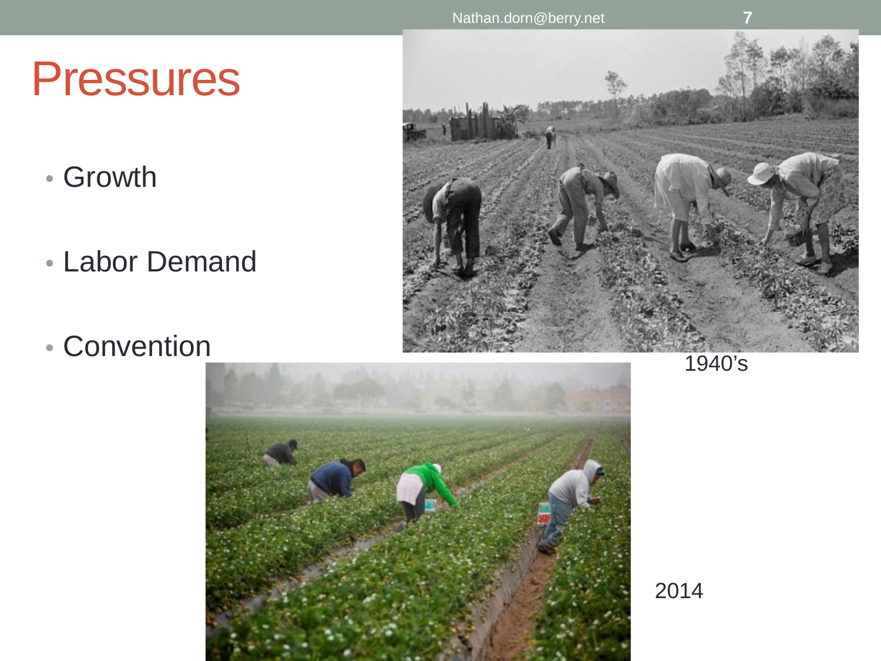# Pressures

- Growth
- Labor Demand
- Convention

1940's

2014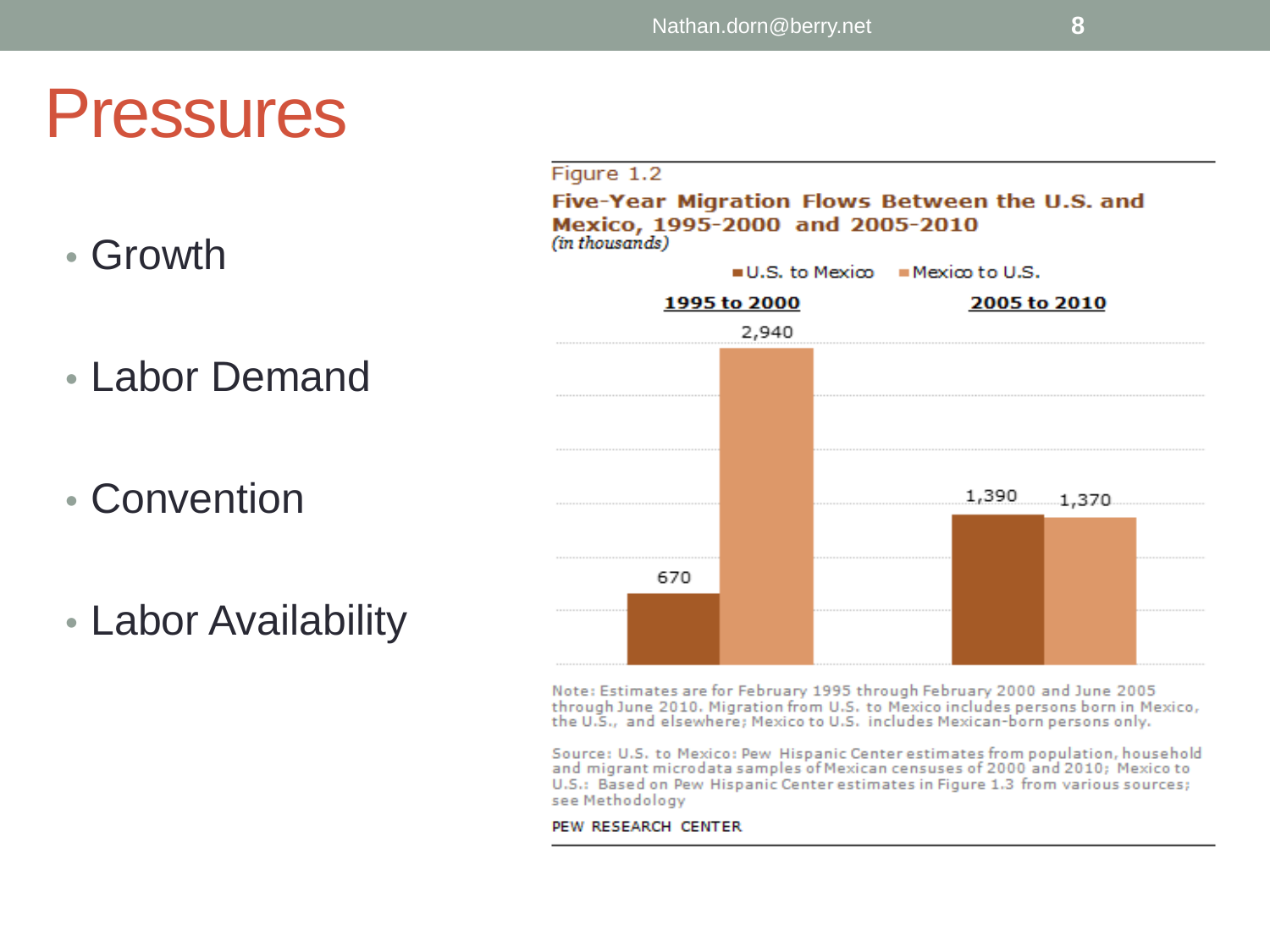# Pressures

- Growth
- Labor Demand
- Convention
- Labor Availability

Figure 1.2

**Five-Year Migration Flows Between the U.S. and Mexico, 1995-2000 and 2005-2010**
*(in thousands)*

| | U.S. to Mexico | Mexico to U.S. |
|---|---|---|
| 1995 to 2000 | 670 | 2,940 |
| 2005 to 2010 | 1,390 | 1,370 |

Note: Estimates are for February 1995 through February 2000 and June 2005 through June 2010. Migration from U.S. to Mexico includes persons born in Mexico, the U.S., and elsewhere; Mexico to U.S. includes Mexican-born persons only.

Source: U.S. to Mexico: Pew Hispanic Center estimates from population, household and migrant microdata samples of Mexican censuses of 2000 and 2010; Mexico to U.S.: Based on Pew Hispanic Center estimates in Figure 1.3 from various sources; see Methodology

PEW RESEARCH CENTER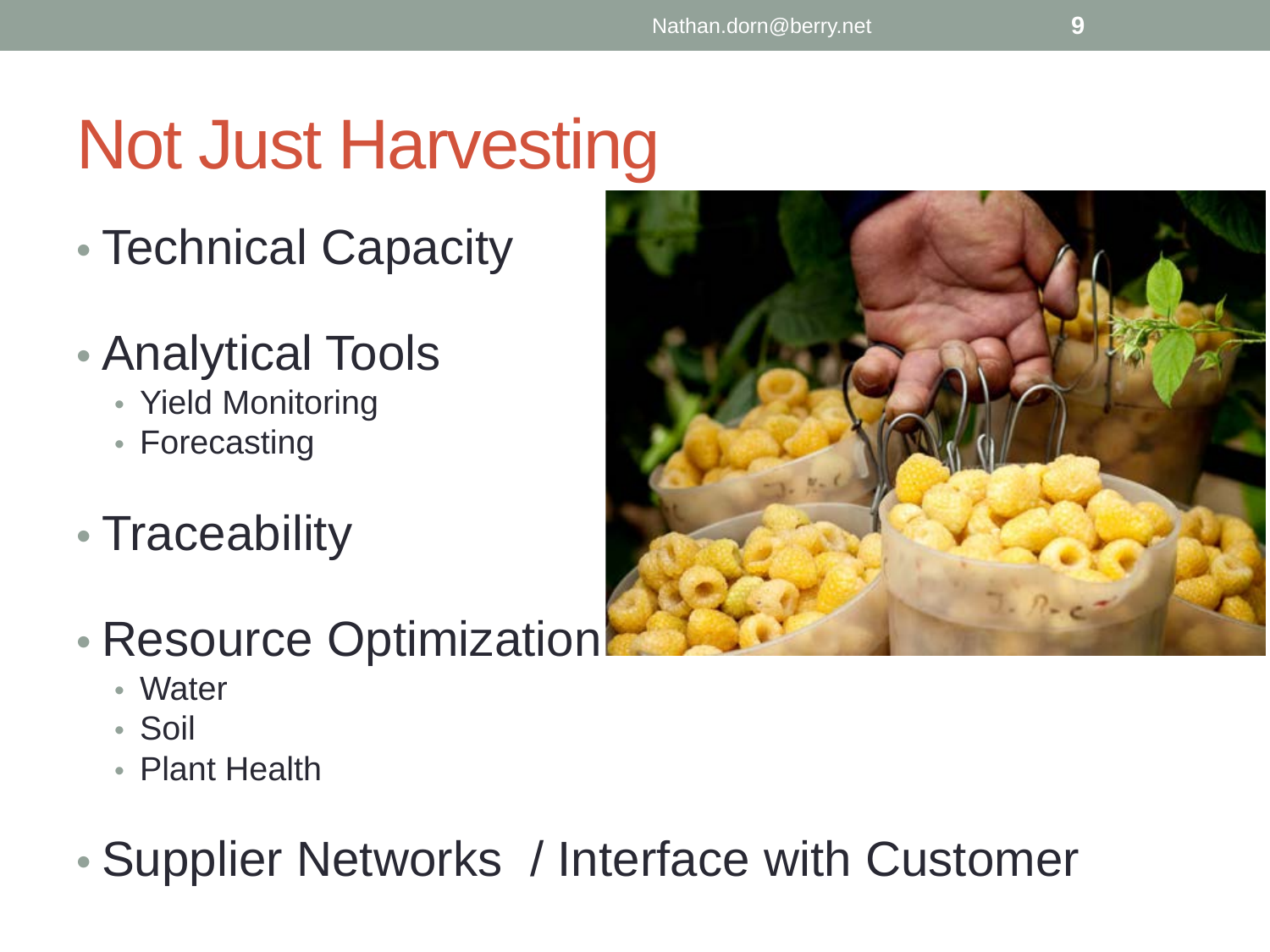# Not Just Harvesting

- Technical Capacity
- Analytical Tools
  - Yield Monitoring
  - Forecasting
- Traceability
- Resource Optimization
  - Water
  - Soil
  - Plant Health
- Supplier Networks / Interface with Customer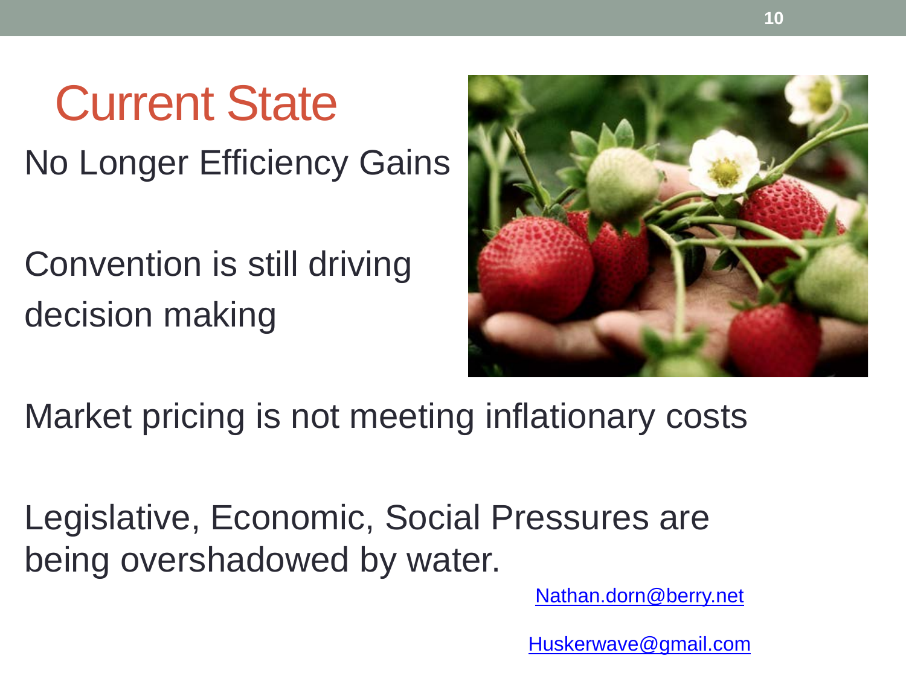# Current State

No Longer Efficiency Gains

Convention is still driving decision making

Market pricing is not meeting inflationary costs

Legislative, Economic, Social Pressures are being overshadowed by water.

Nathan.dorn@berry.net

Huskerwave@gmail.com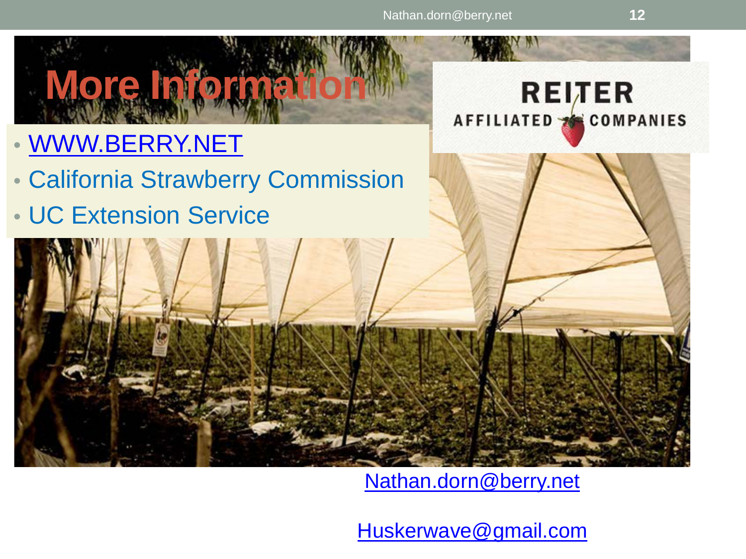# More Information

- WWW.BERRY.NET
- California Strawberry Commission
- UC Extension Service

REITER AFFILIATED COMPANIES

Nathan.dorn@berry.net

Huskerwave@gmail.com